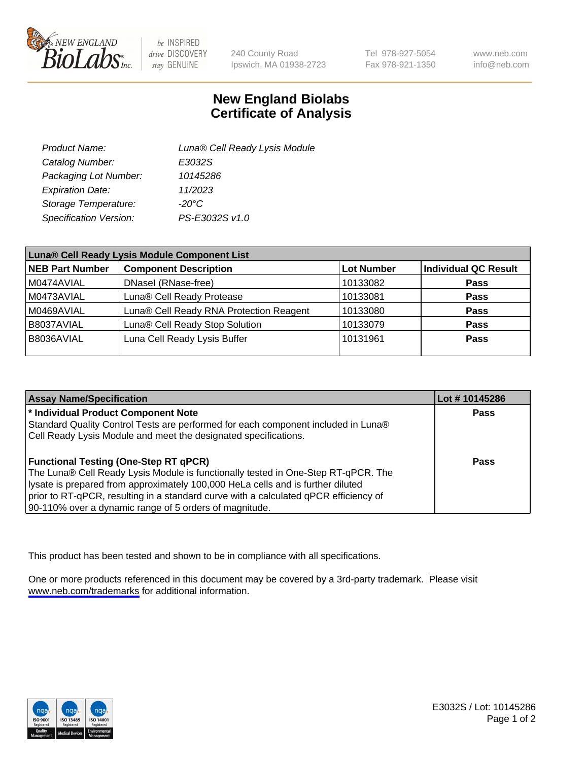# New England Biolabs Certificate of Analysis

| | |
|---|---|
| *Product Name:* | *Luna® Cell Ready Lysis Module* |
| *Catalog Number:* | *E3032S* |
| *Packaging Lot Number:* | *10145286* |
| *Expiration Date:* | *11/2023* |
| *Storage Temperature:* | *-20°C* |
| *Specification Version:* | *PS-E3032S v1.0* |

**Luna® Cell Ready Lysis Module Component List**

| NEB Part Number | Component Description | Lot Number | Individual QC Result |
|---|---|---|---|
| M0474AVIAL | DNaseI (RNase-free) | 10133082 | **Pass** |
| M0473AVIAL | Luna® Cell Ready Protease | 10133081 | **Pass** |
| M0469AVIAL | Luna® Cell Ready RNA Protection Reagent | 10133080 | **Pass** |
| B8037AVIAL | Luna® Cell Ready Stop Solution | 10133079 | **Pass** |
| B8036AVIAL | Luna Cell Ready Lysis Buffer | 10131961 | **Pass** |

| Assay Name/Specification | Lot # 10145286 |
|---|---|
| **\* Individual Product Component Note**<br>Standard Quality Control Tests are performed for each component included in Luna® Cell Ready Lysis Module and meet the designated specifications. | **Pass** |
| **Functional Testing (One-Step RT qPCR)**<br>The Luna® Cell Ready Lysis Module is functionally tested in One-Step RT-qPCR. The lysate is prepared from approximately 100,000 HeLa cells and is further diluted prior to RT-qPCR, resulting in a standard curve with a calculated qPCR efficiency of 90-110% over a dynamic range of 5 orders of magnitude. | **Pass** |

This product has been tested and shown to be in compliance with all specifications.

One or more products referenced in this document may be covered by a 3rd-party trademark. Please visit www.neb.com/trademarks for additional information.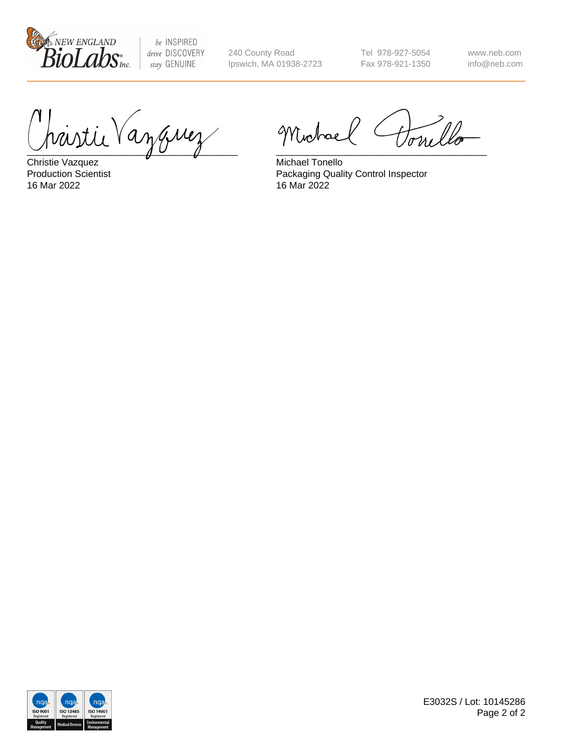240 County Road
Ipswich, MA 01938-2723

Tel 978-927-5054
Fax 978-921-1350

www.neb.com
info@neb.com

| | |
|---|---|
| Christie Vazquez | Michael Tonello |
| Production Scientist | Packaging Quality Control Inspector |
| 16 Mar 2022 | 16 Mar 2022 |

E3032S / Lot: 10145286